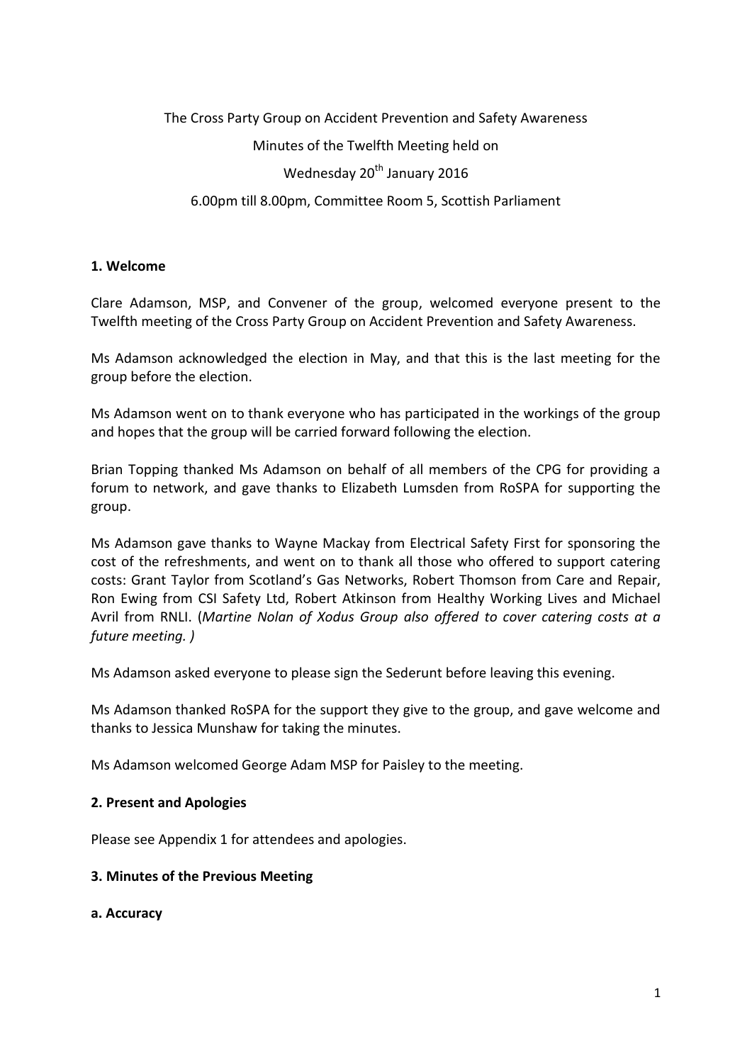The Cross Party Group on Accident Prevention and Safety Awareness

Minutes of the Twelfth Meeting held on

Wednesday 20th January 2016

6.00pm till 8.00pm, Committee Room 5, Scottish Parliament

## 1. Welcome

Clare Adamson, MSP, and Convener of the group, welcomed everyone present to the Twelfth meeting of the Cross Party Group on Accident Prevention and Safety Awareness.

Ms Adamson acknowledged the election in May, and that this is the last meeting for the group before the election.

Ms Adamson went on to thank everyone who has participated in the workings of the group and hopes that the group will be carried forward following the election.

Brian Topping thanked Ms Adamson on behalf of all members of the CPG for providing a forum to network, and gave thanks to Elizabeth Lumsden from RoSPA for supporting the group.

Ms Adamson gave thanks to Wayne Mackay from Electrical Safety First for sponsoring the cost of the refreshments, and went on to thank all those who offered to support catering costs: Grant Taylor from Scotland's Gas Networks, Robert Thomson from Care and Repair, Ron Ewing from CSI Safety Ltd, Robert Atkinson from Healthy Working Lives and Michael Avril from RNLI. (*Martine Nolan of Xodus Group also offered to cover catering costs at a future meeting. )*

Ms Adamson asked everyone to please sign the Sederunt before leaving this evening.

Ms Adamson thanked RoSPA for the support they give to the group, and gave welcome and thanks to Jessica Munshaw for taking the minutes.

Ms Adamson welcomed George Adam MSP for Paisley to the meeting.

## 2. Present and Apologies

Please see Appendix 1 for attendees and apologies.

## 3. Minutes of the Previous Meeting

### a. Accuracy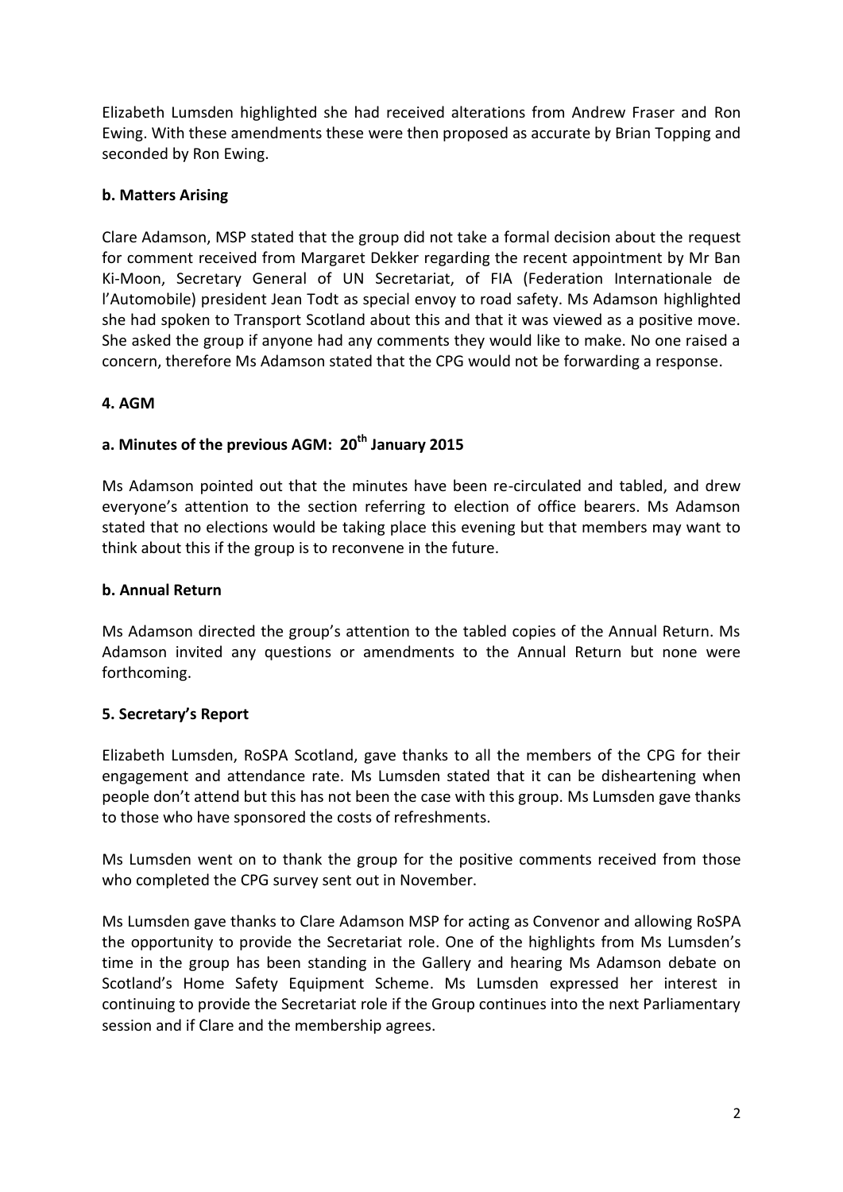Elizabeth Lumsden highlighted she had received alterations from Andrew Fraser and Ron Ewing. With these amendments these were then proposed as accurate by Brian Topping and seconded by Ron Ewing.

**b. Matters Arising**

Clare Adamson, MSP stated that the group did not take a formal decision about the request for comment received from Margaret Dekker regarding the recent appointment by Mr Ban Ki-Moon, Secretary General of UN Secretariat, of FIA (Federation Internationale de l'Automobile) president Jean Todt as special envoy to road safety. Ms Adamson highlighted she had spoken to Transport Scotland about this and that it was viewed as a positive move. She asked the group if anyone had any comments they would like to make. No one raised a concern, therefore Ms Adamson stated that the CPG would not be forwarding a response.

**4. AGM**

**a. Minutes of the previous AGM: 20th January 2015**

Ms Adamson pointed out that the minutes have been re-circulated and tabled, and drew everyone's attention to the section referring to election of office bearers. Ms Adamson stated that no elections would be taking place this evening but that members may want to think about this if the group is to reconvene in the future.

**b. Annual Return**

Ms Adamson directed the group's attention to the tabled copies of the Annual Return. Ms Adamson invited any questions or amendments to the Annual Return but none were forthcoming.

**5. Secretary's Report**

Elizabeth Lumsden, RoSPA Scotland, gave thanks to all the members of the CPG for their engagement and attendance rate. Ms Lumsden stated that it can be disheartening when people don't attend but this has not been the case with this group. Ms Lumsden gave thanks to those who have sponsored the costs of refreshments.

Ms Lumsden went on to thank the group for the positive comments received from those who completed the CPG survey sent out in November.

Ms Lumsden gave thanks to Clare Adamson MSP for acting as Convenor and allowing RoSPA the opportunity to provide the Secretariat role. One of the highlights from Ms Lumsden's time in the group has been standing in the Gallery and hearing Ms Adamson debate on Scotland's Home Safety Equipment Scheme. Ms Lumsden expressed her interest in continuing to provide the Secretariat role if the Group continues into the next Parliamentary session and if Clare and the membership agrees.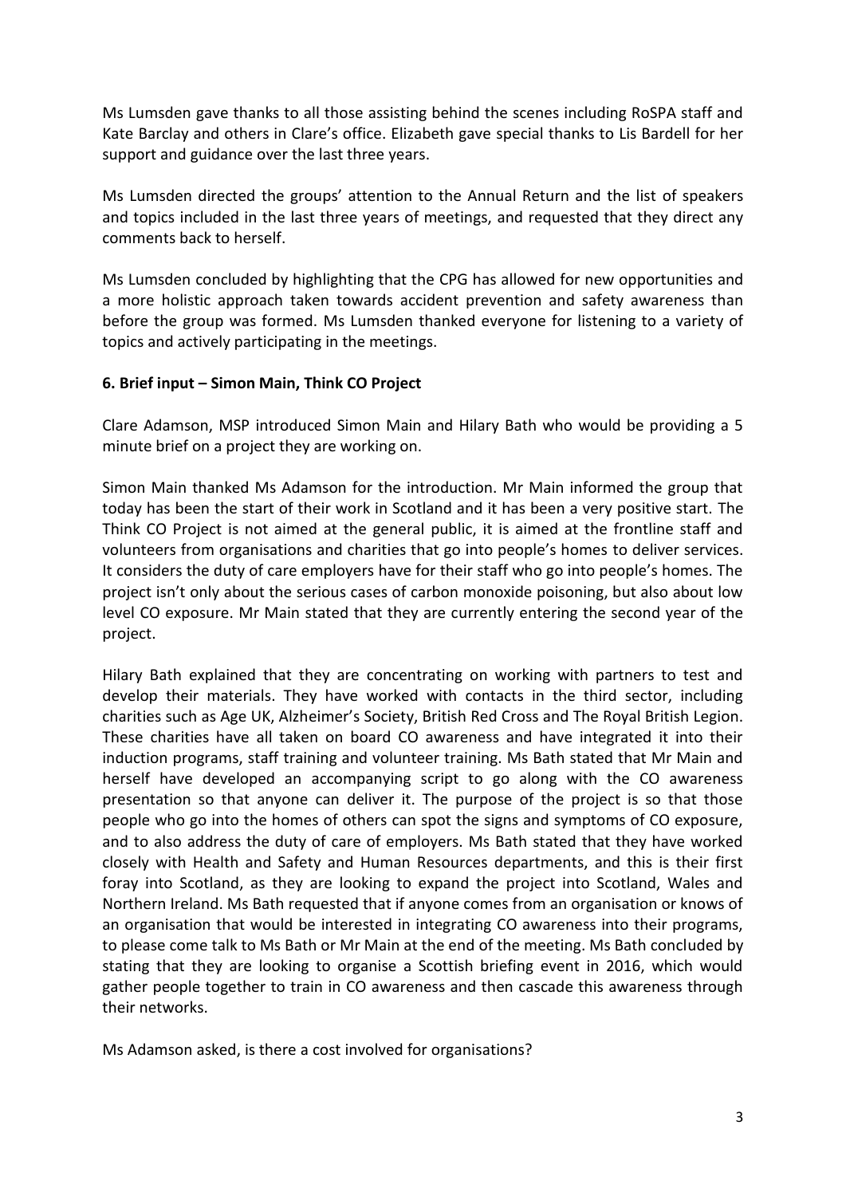Ms Lumsden gave thanks to all those assisting behind the scenes including RoSPA staff and Kate Barclay and others in Clare's office. Elizabeth gave special thanks to Lis Bardell for her support and guidance over the last three years.

Ms Lumsden directed the groups' attention to the Annual Return and the list of speakers and topics included in the last three years of meetings, and requested that they direct any comments back to herself.

Ms Lumsden concluded by highlighting that the CPG has allowed for new opportunities and a more holistic approach taken towards accident prevention and safety awareness than before the group was formed. Ms Lumsden thanked everyone for listening to a variety of topics and actively participating in the meetings.

**6. Brief input – Simon Main, Think CO Project**

Clare Adamson, MSP introduced Simon Main and Hilary Bath who would be providing a 5 minute brief on a project they are working on.

Simon Main thanked Ms Adamson for the introduction. Mr Main informed the group that today has been the start of their work in Scotland and it has been a very positive start. The Think CO Project is not aimed at the general public, it is aimed at the frontline staff and volunteers from organisations and charities that go into people's homes to deliver services. It considers the duty of care employers have for their staff who go into people's homes. The project isn't only about the serious cases of carbon monoxide poisoning, but also about low level CO exposure. Mr Main stated that they are currently entering the second year of the project.

Hilary Bath explained that they are concentrating on working with partners to test and develop their materials. They have worked with contacts in the third sector, including charities such as Age UK, Alzheimer's Society, British Red Cross and The Royal British Legion. These charities have all taken on board CO awareness and have integrated it into their induction programs, staff training and volunteer training. Ms Bath stated that Mr Main and herself have developed an accompanying script to go along with the CO awareness presentation so that anyone can deliver it. The purpose of the project is so that those people who go into the homes of others can spot the signs and symptoms of CO exposure, and to also address the duty of care of employers. Ms Bath stated that they have worked closely with Health and Safety and Human Resources departments, and this is their first foray into Scotland, as they are looking to expand the project into Scotland, Wales and Northern Ireland. Ms Bath requested that if anyone comes from an organisation or knows of an organisation that would be interested in integrating CO awareness into their programs, to please come talk to Ms Bath or Mr Main at the end of the meeting. Ms Bath concluded by stating that they are looking to organise a Scottish briefing event in 2016, which would gather people together to train in CO awareness and then cascade this awareness through their networks.

Ms Adamson asked, is there a cost involved for organisations?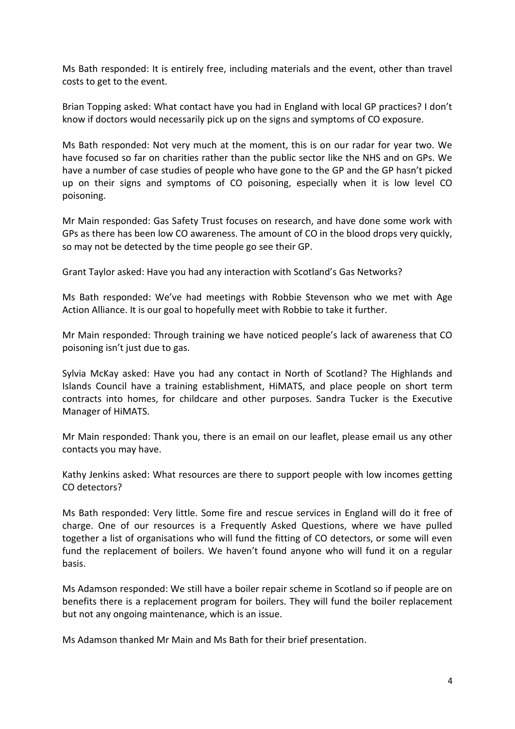Ms Bath responded: It is entirely free, including materials and the event, other than travel costs to get to the event.

Brian Topping asked: What contact have you had in England with local GP practices? I don't know if doctors would necessarily pick up on the signs and symptoms of CO exposure.

Ms Bath responded: Not very much at the moment, this is on our radar for year two. We have focused so far on charities rather than the public sector like the NHS and on GPs. We have a number of case studies of people who have gone to the GP and the GP hasn't picked up on their signs and symptoms of CO poisoning, especially when it is low level CO poisoning.

Mr Main responded: Gas Safety Trust focuses on research, and have done some work with GPs as there has been low CO awareness. The amount of CO in the blood drops very quickly, so may not be detected by the time people go see their GP.

Grant Taylor asked: Have you had any interaction with Scotland's Gas Networks?

Ms Bath responded: We've had meetings with Robbie Stevenson who we met with Age Action Alliance. It is our goal to hopefully meet with Robbie to take it further.

Mr Main responded: Through training we have noticed people's lack of awareness that CO poisoning isn't just due to gas.

Sylvia McKay asked: Have you had any contact in North of Scotland? The Highlands and Islands Council have a training establishment, HiMATS, and place people on short term contracts into homes, for childcare and other purposes. Sandra Tucker is the Executive Manager of HiMATS.

Mr Main responded: Thank you, there is an email on our leaflet, please email us any other contacts you may have.

Kathy Jenkins asked: What resources are there to support people with low incomes getting CO detectors?

Ms Bath responded: Very little. Some fire and rescue services in England will do it free of charge. One of our resources is a Frequently Asked Questions, where we have pulled together a list of organisations who will fund the fitting of CO detectors, or some will even fund the replacement of boilers. We haven't found anyone who will fund it on a regular basis.

Ms Adamson responded: We still have a boiler repair scheme in Scotland so if people are on benefits there is a replacement program for boilers. They will fund the boiler replacement but not any ongoing maintenance, which is an issue.

Ms Adamson thanked Mr Main and Ms Bath for their brief presentation.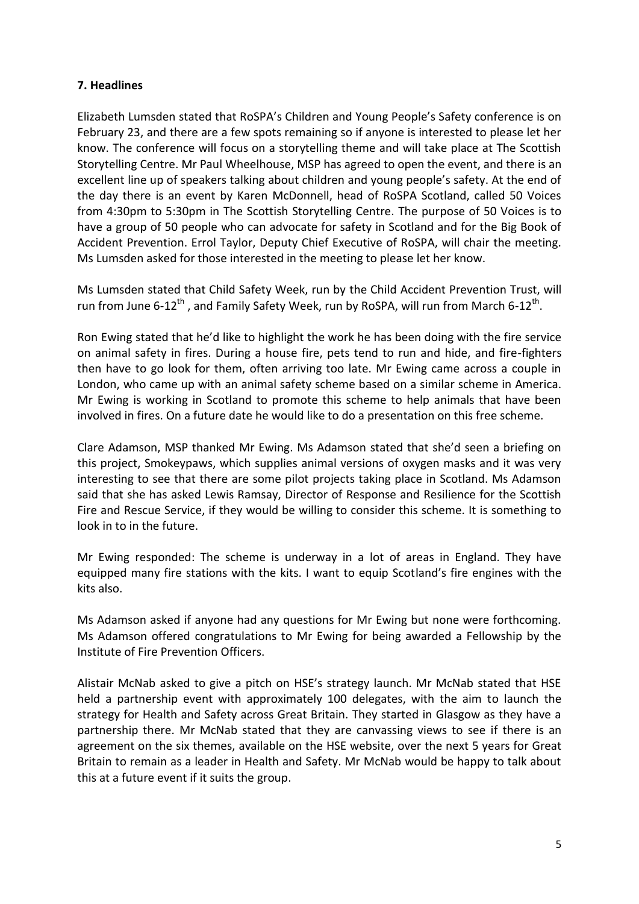## 7. Headlines

Elizabeth Lumsden stated that RoSPA's Children and Young People's Safety conference is on February 23, and there are a few spots remaining so if anyone is interested to please let her know. The conference will focus on a storytelling theme and will take place at The Scottish Storytelling Centre. Mr Paul Wheelhouse, MSP has agreed to open the event, and there is an excellent line up of speakers talking about children and young people's safety. At the end of the day there is an event by Karen McDonnell, head of RoSPA Scotland, called 50 Voices from 4:30pm to 5:30pm in The Scottish Storytelling Centre. The purpose of 50 Voices is to have a group of 50 people who can advocate for safety in Scotland and for the Big Book of Accident Prevention. Errol Taylor, Deputy Chief Executive of RoSPA, will chair the meeting. Ms Lumsden asked for those interested in the meeting to please let her know.

Ms Lumsden stated that Child Safety Week, run by the Child Accident Prevention Trust, will run from June 6-12th , and Family Safety Week, run by RoSPA, will run from March 6-12th.

Ron Ewing stated that he'd like to highlight the work he has been doing with the fire service on animal safety in fires. During a house fire, pets tend to run and hide, and fire-fighters then have to go look for them, often arriving too late. Mr Ewing came across a couple in London, who came up with an animal safety scheme based on a similar scheme in America. Mr Ewing is working in Scotland to promote this scheme to help animals that have been involved in fires. On a future date he would like to do a presentation on this free scheme.

Clare Adamson, MSP thanked Mr Ewing. Ms Adamson stated that she'd seen a briefing on this project, Smokeypaws, which supplies animal versions of oxygen masks and it was very interesting to see that there are some pilot projects taking place in Scotland. Ms Adamson said that she has asked Lewis Ramsay, Director of Response and Resilience for the Scottish Fire and Rescue Service, if they would be willing to consider this scheme. It is something to look in to in the future.

Mr Ewing responded: The scheme is underway in a lot of areas in England. They have equipped many fire stations with the kits. I want to equip Scotland's fire engines with the kits also.

Ms Adamson asked if anyone had any questions for Mr Ewing but none were forthcoming. Ms Adamson offered congratulations to Mr Ewing for being awarded a Fellowship by the Institute of Fire Prevention Officers.

Alistair McNab asked to give a pitch on HSE's strategy launch. Mr McNab stated that HSE held a partnership event with approximately 100 delegates, with the aim to launch the strategy for Health and Safety across Great Britain. They started in Glasgow as they have a partnership there. Mr McNab stated that they are canvassing views to see if there is an agreement on the six themes, available on the HSE website, over the next 5 years for Great Britain to remain as a leader in Health and Safety. Mr McNab would be happy to talk about this at a future event if it suits the group.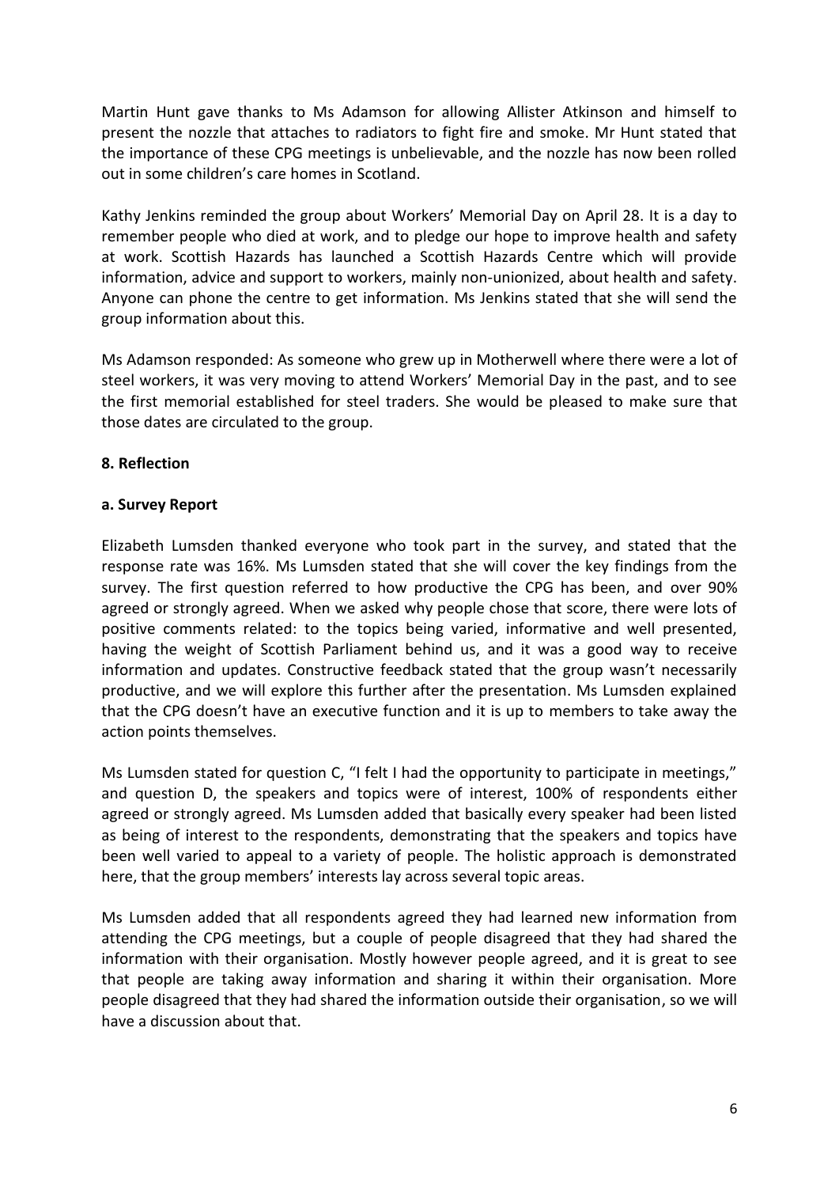Martin Hunt gave thanks to Ms Adamson for allowing Allister Atkinson and himself to present the nozzle that attaches to radiators to fight fire and smoke. Mr Hunt stated that the importance of these CPG meetings is unbelievable, and the nozzle has now been rolled out in some children's care homes in Scotland.

Kathy Jenkins reminded the group about Workers' Memorial Day on April 28. It is a day to remember people who died at work, and to pledge our hope to improve health and safety at work. Scottish Hazards has launched a Scottish Hazards Centre which will provide information, advice and support to workers, mainly non-unionized, about health and safety. Anyone can phone the centre to get information. Ms Jenkins stated that she will send the group information about this.

Ms Adamson responded: As someone who grew up in Motherwell where there were a lot of steel workers, it was very moving to attend Workers' Memorial Day in the past, and to see the first memorial established for steel traders. She would be pleased to make sure that those dates are circulated to the group.

**8. Reflection**

**a. Survey Report**

Elizabeth Lumsden thanked everyone who took part in the survey, and stated that the response rate was 16%. Ms Lumsden stated that she will cover the key findings from the survey. The first question referred to how productive the CPG has been, and over 90% agreed or strongly agreed. When we asked why people chose that score, there were lots of positive comments related: to the topics being varied, informative and well presented, having the weight of Scottish Parliament behind us, and it was a good way to receive information and updates. Constructive feedback stated that the group wasn't necessarily productive, and we will explore this further after the presentation. Ms Lumsden explained that the CPG doesn't have an executive function and it is up to members to take away the action points themselves.

Ms Lumsden stated for question C, "I felt I had the opportunity to participate in meetings," and question D, the speakers and topics were of interest, 100% of respondents either agreed or strongly agreed. Ms Lumsden added that basically every speaker had been listed as being of interest to the respondents, demonstrating that the speakers and topics have been well varied to appeal to a variety of people. The holistic approach is demonstrated here, that the group members' interests lay across several topic areas.

Ms Lumsden added that all respondents agreed they had learned new information from attending the CPG meetings, but a couple of people disagreed that they had shared the information with their organisation. Mostly however people agreed, and it is great to see that people are taking away information and sharing it within their organisation. More people disagreed that they had shared the information outside their organisation, so we will have a discussion about that.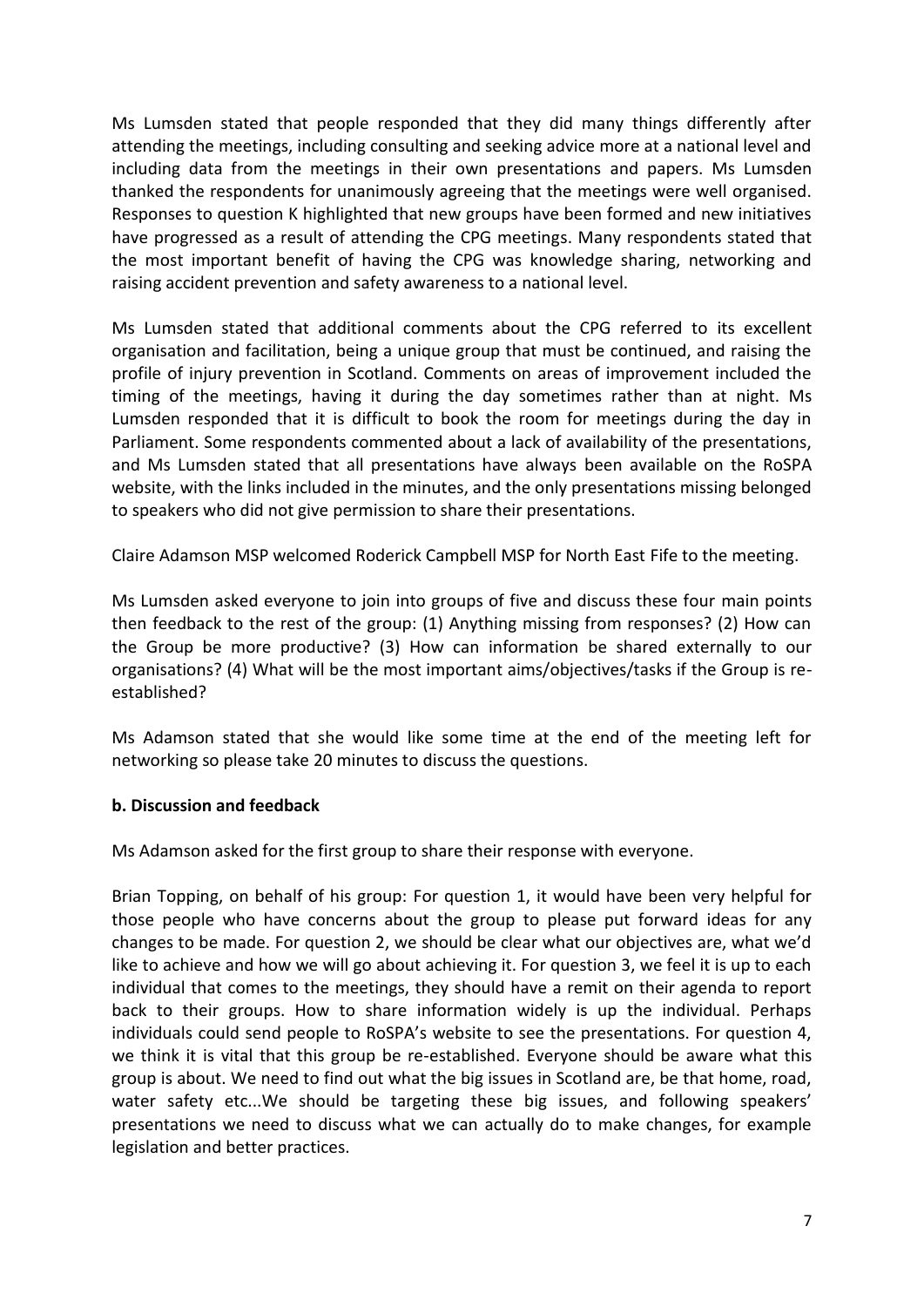Ms Lumsden stated that people responded that they did many things differently after attending the meetings, including consulting and seeking advice more at a national level and including data from the meetings in their own presentations and papers. Ms Lumsden thanked the respondents for unanimously agreeing that the meetings were well organised. Responses to question K highlighted that new groups have been formed and new initiatives have progressed as a result of attending the CPG meetings. Many respondents stated that the most important benefit of having the CPG was knowledge sharing, networking and raising accident prevention and safety awareness to a national level.

Ms Lumsden stated that additional comments about the CPG referred to its excellent organisation and facilitation, being a unique group that must be continued, and raising the profile of injury prevention in Scotland. Comments on areas of improvement included the timing of the meetings, having it during the day sometimes rather than at night. Ms Lumsden responded that it is difficult to book the room for meetings during the day in Parliament. Some respondents commented about a lack of availability of the presentations, and Ms Lumsden stated that all presentations have always been available on the RoSPA website, with the links included in the minutes, and the only presentations missing belonged to speakers who did not give permission to share their presentations.

Claire Adamson MSP welcomed Roderick Campbell MSP for North East Fife to the meeting.

Ms Lumsden asked everyone to join into groups of five and discuss these four main points then feedback to the rest of the group: (1) Anything missing from responses? (2) How can the Group be more productive? (3) How can information be shared externally to our organisations? (4) What will be the most important aims/objectives/tasks if the Group is re-established?

Ms Adamson stated that she would like some time at the end of the meeting left for networking so please take 20 minutes to discuss the questions.

**b. Discussion and feedback**

Ms Adamson asked for the first group to share their response with everyone.

Brian Topping, on behalf of his group: For question 1, it would have been very helpful for those people who have concerns about the group to please put forward ideas for any changes to be made. For question 2, we should be clear what our objectives are, what we'd like to achieve and how we will go about achieving it. For question 3, we feel it is up to each individual that comes to the meetings, they should have a remit on their agenda to report back to their groups. How to share information widely is up the individual. Perhaps individuals could send people to RoSPA's website to see the presentations. For question 4, we think it is vital that this group be re-established. Everyone should be aware what this group is about. We need to find out what the big issues in Scotland are, be that home, road, water safety etc...We should be targeting these big issues, and following speakers' presentations we need to discuss what we can actually do to make changes, for example legislation and better practices.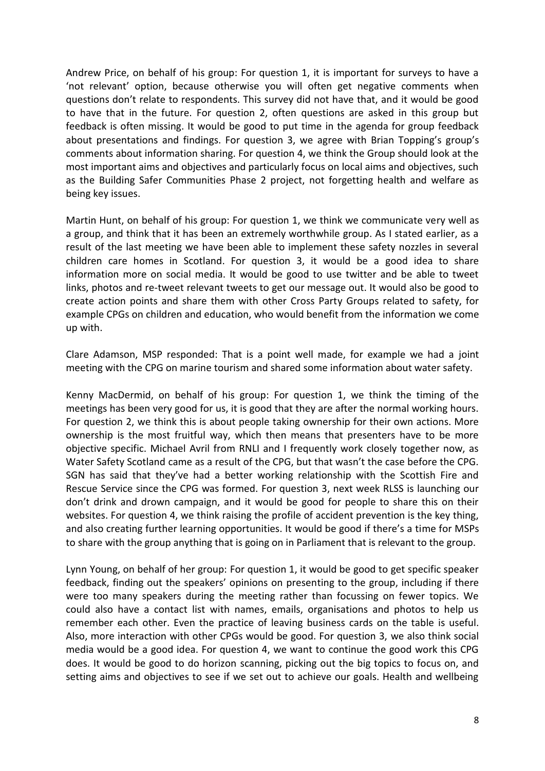Andrew Price, on behalf of his group: For question 1, it is important for surveys to have a 'not relevant' option, because otherwise you will often get negative comments when questions don't relate to respondents. This survey did not have that, and it would be good to have that in the future. For question 2, often questions are asked in this group but feedback is often missing. It would be good to put time in the agenda for group feedback about presentations and findings. For question 3, we agree with Brian Topping's group's comments about information sharing. For question 4, we think the Group should look at the most important aims and objectives and particularly focus on local aims and objectives, such as the Building Safer Communities Phase 2 project, not forgetting health and welfare as being key issues.

Martin Hunt, on behalf of his group: For question 1, we think we communicate very well as a group, and think that it has been an extremely worthwhile group. As I stated earlier, as a result of the last meeting we have been able to implement these safety nozzles in several children care homes in Scotland. For question 3, it would be a good idea to share information more on social media. It would be good to use twitter and be able to tweet links, photos and re-tweet relevant tweets to get our message out. It would also be good to create action points and share them with other Cross Party Groups related to safety, for example CPGs on children and education, who would benefit from the information we come up with.

Clare Adamson, MSP responded: That is a point well made, for example we had a joint meeting with the CPG on marine tourism and shared some information about water safety.

Kenny MacDermid, on behalf of his group: For question 1, we think the timing of the meetings has been very good for us, it is good that they are after the normal working hours. For question 2, we think this is about people taking ownership for their own actions. More ownership is the most fruitful way, which then means that presenters have to be more objective specific. Michael Avril from RNLI and I frequently work closely together now, as Water Safety Scotland came as a result of the CPG, but that wasn't the case before the CPG. SGN has said that they've had a better working relationship with the Scottish Fire and Rescue Service since the CPG was formed. For question 3, next week RLSS is launching our don't drink and drown campaign, and it would be good for people to share this on their websites. For question 4, we think raising the profile of accident prevention is the key thing, and also creating further learning opportunities. It would be good if there's a time for MSPs to share with the group anything that is going on in Parliament that is relevant to the group.

Lynn Young, on behalf of her group: For question 1, it would be good to get specific speaker feedback, finding out the speakers' opinions on presenting to the group, including if there were too many speakers during the meeting rather than focussing on fewer topics. We could also have a contact list with names, emails, organisations and photos to help us remember each other. Even the practice of leaving business cards on the table is useful. Also, more interaction with other CPGs would be good. For question 3, we also think social media would be a good idea. For question 4, we want to continue the good work this CPG does. It would be good to do horizon scanning, picking out the big topics to focus on, and setting aims and objectives to see if we set out to achieve our goals. Health and wellbeing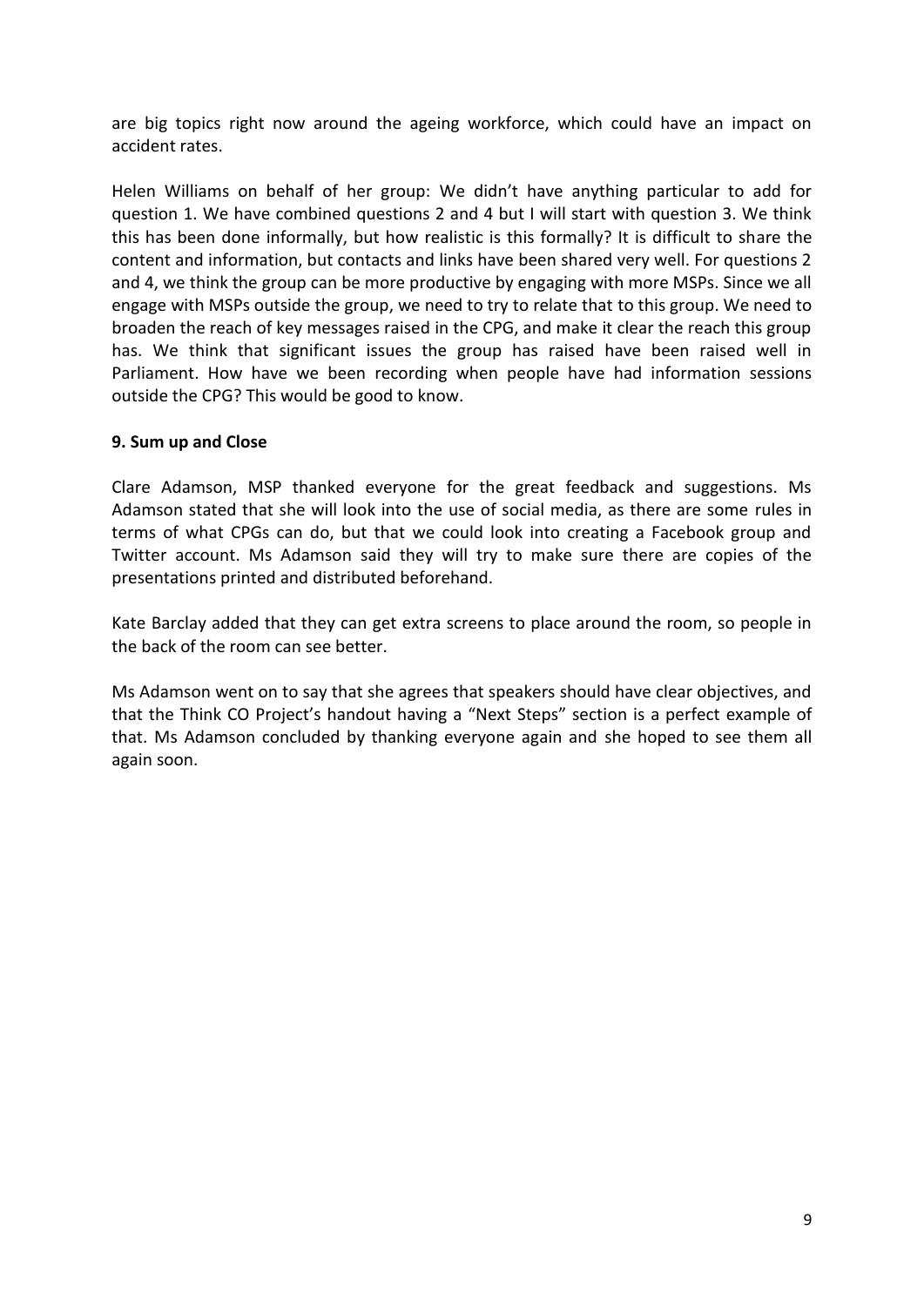are big topics right now around the ageing workforce, which could have an impact on accident rates.

Helen Williams on behalf of her group: We didn't have anything particular to add for question 1. We have combined questions 2 and 4 but I will start with question 3. We think this has been done informally, but how realistic is this formally? It is difficult to share the content and information, but contacts and links have been shared very well. For questions 2 and 4, we think the group can be more productive by engaging with more MSPs. Since we all engage with MSPs outside the group, we need to try to relate that to this group. We need to broaden the reach of key messages raised in the CPG, and make it clear the reach this group has. We think that significant issues the group has raised have been raised well in Parliament. How have we been recording when people have had information sessions outside the CPG? This would be good to know.

**9. Sum up and Close**

Clare Adamson, MSP thanked everyone for the great feedback and suggestions. Ms Adamson stated that she will look into the use of social media, as there are some rules in terms of what CPGs can do, but that we could look into creating a Facebook group and Twitter account. Ms Adamson said they will try to make sure there are copies of the presentations printed and distributed beforehand.

Kate Barclay added that they can get extra screens to place around the room, so people in the back of the room can see better.

Ms Adamson went on to say that she agrees that speakers should have clear objectives, and that the Think CO Project's handout having a "Next Steps" section is a perfect example of that. Ms Adamson concluded by thanking everyone again and she hoped to see them all again soon.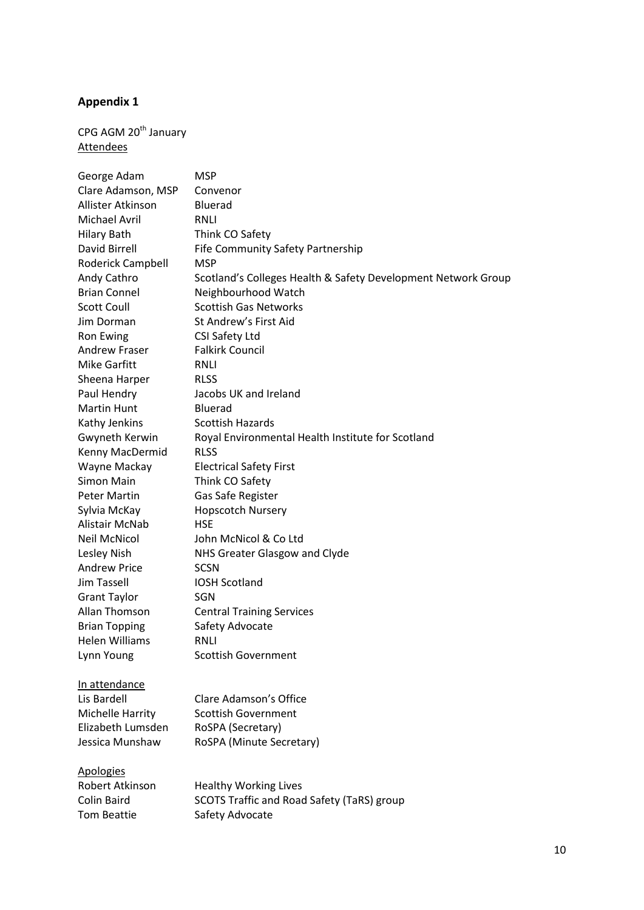**Appendix 1**

CPG AGM 20th January
Attendees

| | |
|---|---|
| George Adam | MSP |
| Clare Adamson, MSP | Convenor |
| Allister Atkinson | Bluerad |
| Michael Avril | RNLI |
| Hilary Bath | Think CO Safety |
| David Birrell | Fife Community Safety Partnership |
| Roderick Campbell | MSP |
| Andy Cathro | Scotland's Colleges Health & Safety Development Network Group |
| Brian Connel | Neighbourhood Watch |
| Scott Coull | Scottish Gas Networks |
| Jim Dorman | St Andrew's First Aid |
| Ron Ewing | CSI Safety Ltd |
| Andrew Fraser | Falkirk Council |
| Mike Garfitt | RNLI |
| Sheena Harper | RLSS |
| Paul Hendry | Jacobs UK and Ireland |
| Martin Hunt | Bluerad |
| Kathy Jenkins | Scottish Hazards |
| Gwyneth Kerwin | Royal Environmental Health Institute for Scotland |
| Kenny MacDermid | RLSS |
| Wayne Mackay | Electrical Safety First |
| Simon Main | Think CO Safety |
| Peter Martin | Gas Safe Register |
| Sylvia McKay | Hopscotch Nursery |
| Alistair McNab | HSE |
| Neil McNicol | John McNicol & Co Ltd |
| Lesley Nish | NHS Greater Glasgow and Clyde |
| Andrew Price | SCSN |
| Jim Tassell | IOSH Scotland |
| Grant Taylor | SGN |
| Allan Thomson | Central Training Services |
| Brian Topping | Safety Advocate |
| Helen Williams | RNLI |
| Lynn Young | Scottish Government |

In attendance

| | |
|---|---|
| Lis Bardell | Clare Adamson's Office |
| Michelle Harrity | Scottish Government |
| Elizabeth Lumsden | RoSPA (Secretary) |
| Jessica Munshaw | RoSPA (Minute Secretary) |

Apologies

| | |
|---|---|
| Robert Atkinson | Healthy Working Lives |
| Colin Baird | SCOTS Traffic and Road Safety (TaRS) group |
| Tom Beattie | Safety Advocate |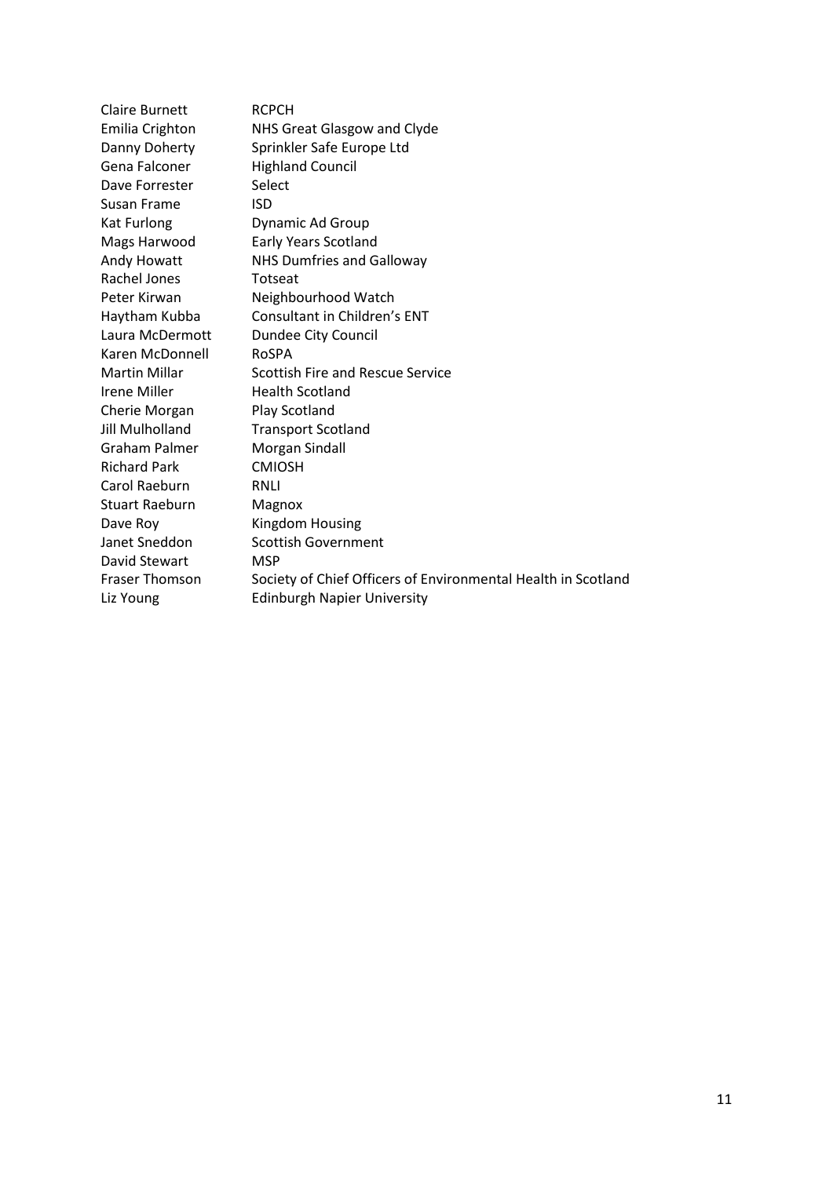| | |
|---|---|
| Claire Burnett | RCPCH |
| Emilia Crighton | NHS Great Glasgow and Clyde |
| Danny Doherty | Sprinkler Safe Europe Ltd |
| Gena Falconer | Highland Council |
| Dave Forrester | Select |
| Susan Frame | ISD |
| Kat Furlong | Dynamic Ad Group |
| Mags Harwood | Early Years Scotland |
| Andy Howatt | NHS Dumfries and Galloway |
| Rachel Jones | Totseat |
| Peter Kirwan | Neighbourhood Watch |
| Haytham Kubba | Consultant in Children's ENT |
| Laura McDermott | Dundee City Council |
| Karen McDonnell | RoSPA |
| Martin Millar | Scottish Fire and Rescue Service |
| Irene Miller | Health Scotland |
| Cherie Morgan | Play Scotland |
| Jill Mulholland | Transport Scotland |
| Graham Palmer | Morgan Sindall |
| Richard Park | CMIOSH |
| Carol Raeburn | RNLI |
| Stuart Raeburn | Magnox |
| Dave Roy | Kingdom Housing |
| Janet Sneddon | Scottish Government |
| David Stewart | MSP |
| Fraser Thomson | Society of Chief Officers of Environmental Health in Scotland |
| Liz Young | Edinburgh Napier University |